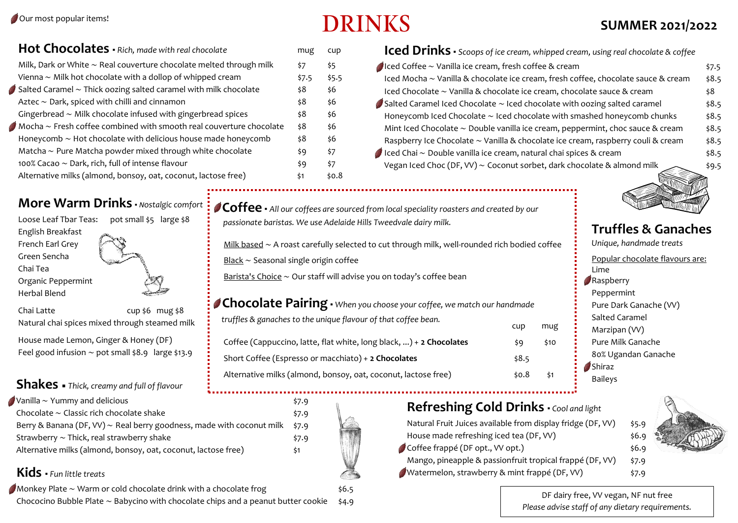Our most popular items!

# DRINKS

## SUMMER 2021/2022

## Hot Chocolates • *Rich, made with real chocolate*

| | mug | cup |
|---|---|---|
| Milk, Dark or White ~ Real couverture chocolate melted through milk | $7 | $5 |
| Vienna ~ Milk hot chocolate with a dollop of whipped cream | $7.5 | $5.5 |
| Salted Caramel ~ Thick oozing salted caramel with milk chocolate | $8 | $6 |
| Aztec ~ Dark, spiced with chilli and cinnamon | $8 | $6 |
| Gingerbread ~ Milk chocolate infused with gingerbread spices | $8 | $6 |
| Mocha ~ Fresh coffee combined with smooth real couverture chocolate | $8 | $6 |
| Honeycomb ~ Hot chocolate with delicious house made honeycomb | $8 | $6 |
| Matcha ~ Pure Matcha powder mixed through white chocolate | $9 | $7 |
| 100% Cacao ~ Dark, rich, full of intense flavour | $9 | $7 |
| Alternative milks (almond, bonsoy, oat, coconut, lactose free) | $1 | $0.8 |

## Iced Drinks • *Scoops of ice cream, whipped cream, using real chocolate & coffee*

| | |
|---|---|
| Iced Coffee ~ Vanilla ice cream, fresh coffee & cream | $7.5 |
| Iced Mocha ~ Vanilla & chocolate ice cream, fresh coffee, chocolate sauce & cream | $8.5 |
| Iced Chocolate ~ Vanilla & chocolate ice cream, chocolate sauce & cream | $8 |
| Salted Caramel Iced Chocolate ~ Iced chocolate with oozing salted caramel | $8.5 |
| Honeycomb Iced Chocolate ~ Iced chocolate with smashed honeycomb chunks | $8.5 |
| Mint Iced Chocolate ~ Double vanilla ice cream, peppermint, choc sauce & cream | $8.5 |
| Raspberry Ice Chocolate ~ Vanilla & chocolate ice cream, raspberry couli & cream | $8.5 |
| Iced Chai ~ Double vanilla ice cream, natural chai spices & cream | $8.5 |
| Vegan Iced Choc (DF, VV) ~ Coconut sorbet, dark chocolate & almond milk | $9.5 |

## More Warm Drinks • *Nostalgic comfort*

Loose Leaf Tbar Teas: pot small $5 large $8

- English Breakfast
- French Earl Grey
- Green Sencha
- Chai Tea
- Organic Peppermint
- Herbal Blend

Chai Latte cup $6 mug $8
Natural chai spices mixed through steamed milk

House made Lemon, Ginger & Honey (DF)
Feel good infusion ~ pot small $8.9 large $13.9

## Coffee • *All our coffees are sourced from local speciality roasters and created by our passionate baristas. We use Adelaide Hills Tweedvale dairy milk.*

Milk based ~ A roast carefully selected to cut through milk, well-rounded rich bodied coffee

Black ~ Seasonal single origin coffee

Barista's Choice ~ Our staff will advise you on today's coffee bean

## Chocolate Pairing • *When you choose your coffee, we match our handmade truffles & ganaches to the unique flavour of that coffee bean.*

| | cup | mug |
|---|---|---|
| Coffee (Cappuccino, latte, flat white, long black, ...) + **2 Chocolates** | $9 | $10 |
| Short Coffee (Espresso or macchiato) + **2 Chocolates** | $8.5 | |
| Alternative milks (almond, bonsoy, oat, coconut, lactose free) | $0.8 | $1 |

## Truffles & Ganaches

*Unique, handmade treats*

Popular chocolate flavours are:

- Lime
- Raspberry
- Peppermint
- Pure Dark Ganache (VV)
- Salted Caramel
- Marzipan (VV)
- Pure Milk Ganache
- 80% Ugandan Ganache
- Shiraz
- Baileys

## Shakes • *Thick, creamy and full of flavour*

| | |
|---|---|
| Vanilla ~ Yummy and delicious | $7.9 |
| Chocolate ~ Classic rich chocolate shake | $7.9 |
| Berry & Banana (DF, VV) ~ Real berry goodness, made with coconut milk | $7.9 |
| Strawberry ~ Thick, real strawberry shake | $7.9 |
| Alternative milks (almond, bonsoy, oat, coconut, lactose free) | $1 |

## Kids • *Fun little treats*

| | |
|---|---|
| Monkey Plate ~ Warm or cold chocolate drink with a chocolate frog | $6.5 |
| Chococino Bubble Plate ~ Babycino with chocolate chips and a peanut butter cookie | $4.9 |

## Refreshing Cold Drinks • *Cool and light*

| | |
|---|---|
| Natural Fruit Juices available from display fridge (DF, VV) | $5.9 |
| House made refreshing iced tea (DF, VV) | $6.9 |
| Coffee frappé (DF opt., VV opt.) | $6.9 |
| Mango, pineapple & passionfruit tropical frappé (DF, VV) | $7.9 |
| Watermelon, strawberry & mint frappé (DF, VV) | $7.9 |

DF dairy free, VV vegan, NF nut free
*Please advise staff of any dietary requirements.*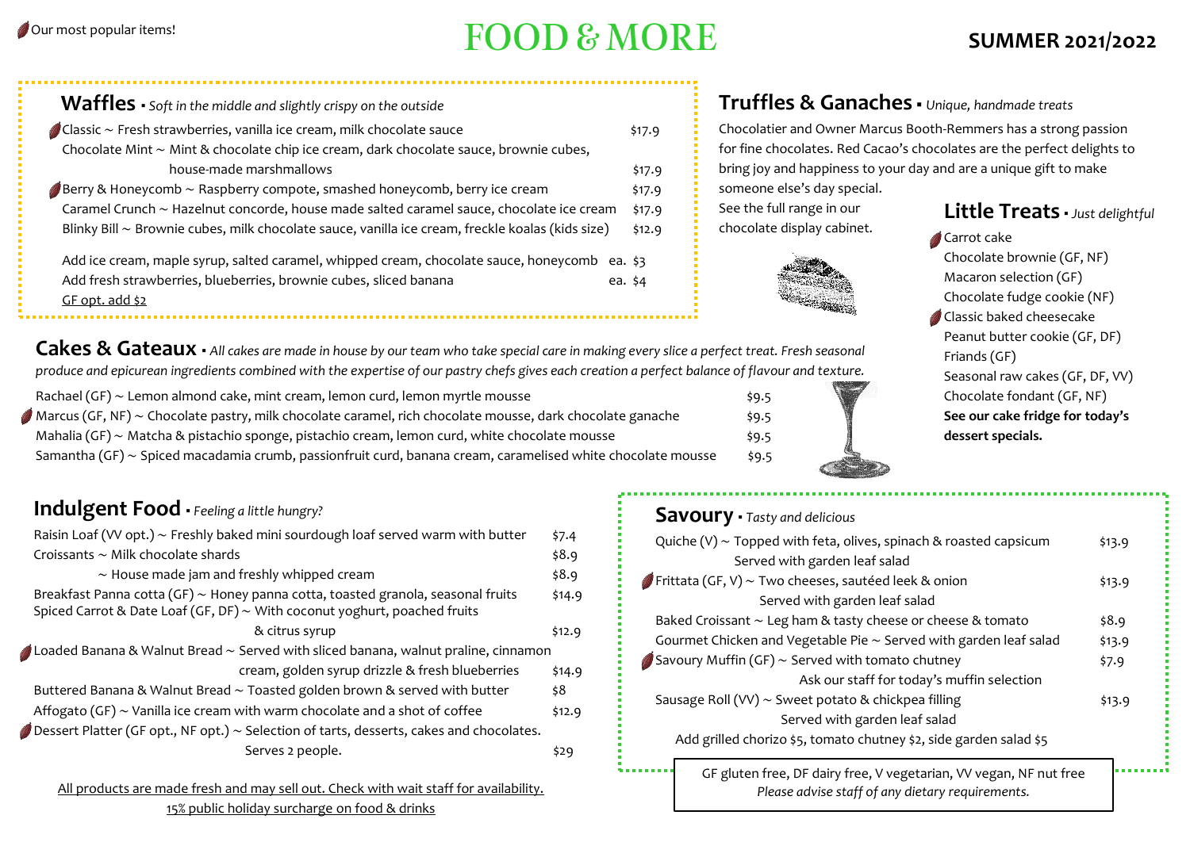Our most popular items!

# FOOD & MORE

**SUMMER 2021/2022**

## Waffles ▪ *Soft in the middle and slightly crispy on the outside*

| | |
|---|---|
| Classic ~ Fresh strawberries, vanilla ice cream, milk chocolate sauce | $17.9 |
| Chocolate Mint ~ Mint & chocolate chip ice cream, dark chocolate sauce, brownie cubes, house-made marshmallows | $17.9 |
| Berry & Honeycomb ~ Raspberry compote, smashed honeycomb, berry ice cream | $17.9 |
| Caramel Crunch ~ Hazelnut concorde, house made salted caramel sauce, chocolate ice cream | $17.9 |
| Blinky Bill ~ Brownie cubes, milk chocolate sauce, vanilla ice cream, freckle koalas (kids size) | $12.9 |

Add ice cream, maple syrup, salted caramel, whipped cream, chocolate sauce, honeycomb ea. $3
Add fresh strawberries, blueberries, brownie cubes, sliced banana ea. $4
GF opt. add $2

## Truffles & Ganaches ▪ *Unique, handmade treats*

Chocolatier and Owner Marcus Booth-Remmers has a strong passion for fine chocolates. Red Cacao's chocolates are the perfect delights to bring joy and happiness to your day and are a unique gift to make someone else's day special.
See the full range in our chocolate display cabinet.

## Little Treats ▪ *Just delightful*

- Carrot cake
- Chocolate brownie (GF, NF)
- Macaron selection (GF)
- Chocolate fudge cookie (NF)
- Classic baked cheesecake
- Peanut butter cookie (GF, DF)
- Friands (GF)
- Seasonal raw cakes (GF, DF, VV)
- Chocolate fondant (GF, NF)

**See our cake fridge for today's dessert specials.**

## Cakes & Gateaux ▪ *All cakes are made in house by our team who take special care in making every slice a perfect treat. Fresh seasonal produce and epicurean ingredients combined with the expertise of our pastry chefs gives each creation a perfect balance of flavour and texture.*

| | |
|---|---|
| Rachael (GF) ~ Lemon almond cake, mint cream, lemon curd, lemon myrtle mousse | $9.5 |
| Marcus (GF, NF) ~ Chocolate pastry, milk chocolate caramel, rich chocolate mousse, dark chocolate ganache | $9.5 |
| Mahalia (GF) ~ Matcha & pistachio sponge, pistachio cream, lemon curd, white chocolate mousse | $9.5 |
| Samantha (GF) ~ Spiced macadamia crumb, passionfruit curd, banana cream, caramelised white chocolate mousse | $9.5 |

## Indulgent Food ▪ *Feeling a little hungry?*

| | |
|---|---|
| Raisin Loaf (VV opt.) ~ Freshly baked mini sourdough loaf served warm with butter | $7.4 |
| Croissants ~ Milk chocolate shards | $8.9 |
| ~ House made jam and freshly whipped cream | $8.9 |
| Breakfast Panna cotta (GF) ~ Honey panna cotta, toasted granola, seasonal fruits | $14.9 |
| Spiced Carrot & Date Loaf (GF, DF) ~ With coconut yoghurt, poached fruits & citrus syrup | $12.9 |
| Loaded Banana & Walnut Bread ~ Served with sliced banana, walnut praline, cinnamon cream, golden syrup drizzle & fresh blueberries | $14.9 |
| Buttered Banana & Walnut Bread ~ Toasted golden brown & served with butter | $8 |
| Affogato (GF) ~ Vanilla ice cream with warm chocolate and a shot of coffee | $12.9 |
| Dessert Platter (GF opt., NF opt.) ~ Selection of tarts, desserts, cakes and chocolates. Serves 2 people. | $29 |

## Savoury ▪ *Tasty and delicious*

| | |
|---|---|
| Quiche (V) ~ Topped with feta, olives, spinach & roasted capsicum. Served with garden leaf salad | $13.9 |
| Frittata (GF, V) ~ Two cheeses, sautéed leek & onion. Served with garden leaf salad | $13.9 |
| Baked Croissant ~ Leg ham & tasty cheese or cheese & tomato | $8.9 |
| Gourmet Chicken and Vegetable Pie ~ Served with garden leaf salad | $13.9 |
| Savoury Muffin (GF) ~ Served with tomato chutney. Ask our staff for today's muffin selection | $7.9 |
| Sausage Roll (VV) ~ Sweet potato & chickpea filling. Served with garden leaf salad | $13.9 |

Add grilled chorizo $5, tomato chutney $2, side garden salad $5

GF gluten free, DF dairy free, V vegetarian, VV vegan, NF nut free
*Please advise staff of any dietary requirements.*

All products are made fresh and may sell out. Check with wait staff for availability.
15% public holiday surcharge on food & drinks